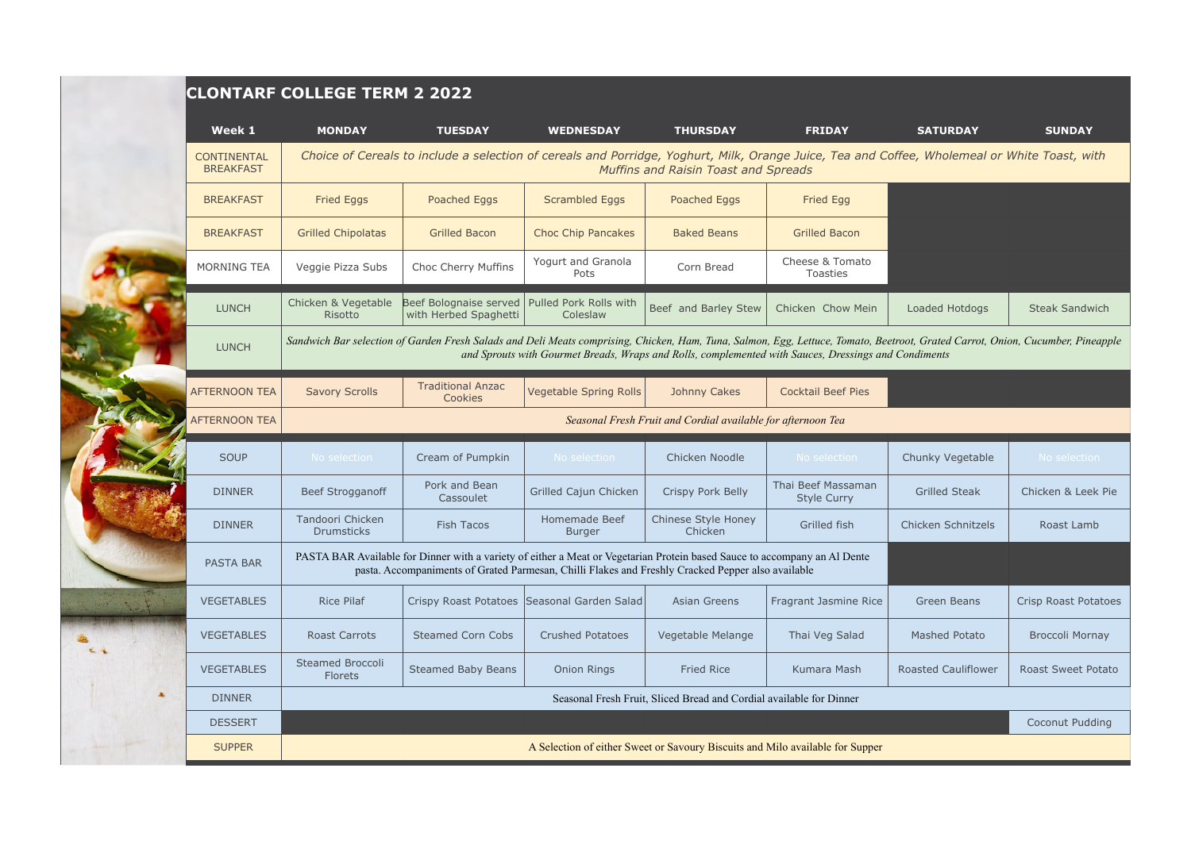# CLONTARF COLLEGE TERM 2 2022

| Week 1 | MONDAY | TUESDAY | WEDNESDAY | THURSDAY | FRIDAY | SATURDAY | SUNDAY |
|---|---|---|---|---|---|---|---|
| CONTINENTAL BREAKFAST | *Choice of Cereals to include a selection of cereals and Porridge, Yoghurt, Milk, Orange Juice, Tea and Coffee, Wholemeal or White Toast, with Muffins and Raisin Toast and Spreads* | | | | | | |
| BREAKFAST | Fried Eggs | Poached Eggs | Scrambled Eggs | Poached Eggs | Fried Egg | | |
| BREAKFAST | Grilled Chipolatas | Grilled Bacon | Choc Chip Pancakes | Baked Beans | Grilled Bacon | | |
| MORNING TEA | Veggie Pizza Subs | Choc Cherry Muffins | Yogurt and Granola Pots | Corn Bread | Cheese & Tomato Toasties | | |
| LUNCH | Chicken & Vegetable Risotto | Beef Bolognaise served with Herbed Spaghetti | Pulled Pork Rolls with Coleslaw | Beef and Barley Stew | Chicken Chow Mein | Loaded Hotdogs | Steak Sandwich |
| LUNCH | *Sandwich Bar selection of Garden Fresh Salads and Deli Meats comprising, Chicken, Ham, Tuna, Salmon, Egg, Lettuce, Tomato, Beetroot, Grated Carrot, Onion, Cucumber, Pineapple and Sprouts with Gourmet Breads, Wraps and Rolls, complemented with Sauces, Dressings and Condiments* | | | | | | |
| AFTERNOON TEA | Savory Scrolls | Traditional Anzac Cookies | Vegetable Spring Rolls | Johnny Cakes | Cocktail Beef Pies | | |
| AFTERNOON TEA | *Seasonal Fresh Fruit and Cordial available for afternoon Tea* | | | | | | |
| SOUP | No selection | Cream of Pumpkin | No selection | Chicken Noodle | No selection | Chunky Vegetable | No selection |
| DINNER | Beef Strogganoff | Pork and Bean Cassoulet | Grilled Cajun Chicken | Crispy Pork Belly | Thai Beef Massaman Style Curry | Grilled Steak | Chicken & Leek Pie |
| DINNER | Tandoori Chicken Drumsticks | Fish Tacos | Homemade Beef Burger | Chinese Style Honey Chicken | Grilled fish | Chicken Schnitzels | Roast Lamb |
| PASTA BAR | PASTA BAR Available for Dinner with a variety of either a Meat or Vegetarian Protein based Sauce to accompany an Al Dente pasta. Accompaniments of Grated Parmesan, Chilli Flakes and Freshly Cracked Pepper also available | | | | | | |
| VEGETABLES | Rice Pilaf | Crispy Roast Potatoes | Seasonal Garden Salad | Asian Greens | Fragrant Jasmine Rice | Green Beans | Crisp Roast Potatoes |
| VEGETABLES | Roast Carrots | Steamed Corn Cobs | Crushed Potatoes | Vegetable Melange | Thai Veg Salad | Mashed Potato | Broccoli Mornay |
| VEGETABLES | Steamed Broccoli Florets | Steamed Baby Beans | Onion Rings | Fried Rice | Kumara Mash | Roasted Cauliflower | Roast Sweet Potato |
| DINNER | Seasonal Fresh Fruit, Sliced Bread and Cordial available for Dinner | | | | | | |
| DESSERT | | | | | | | Coconut Pudding |
| SUPPER | A Selection of either Sweet or Savoury Biscuits and Milo available for Supper | | | | | | |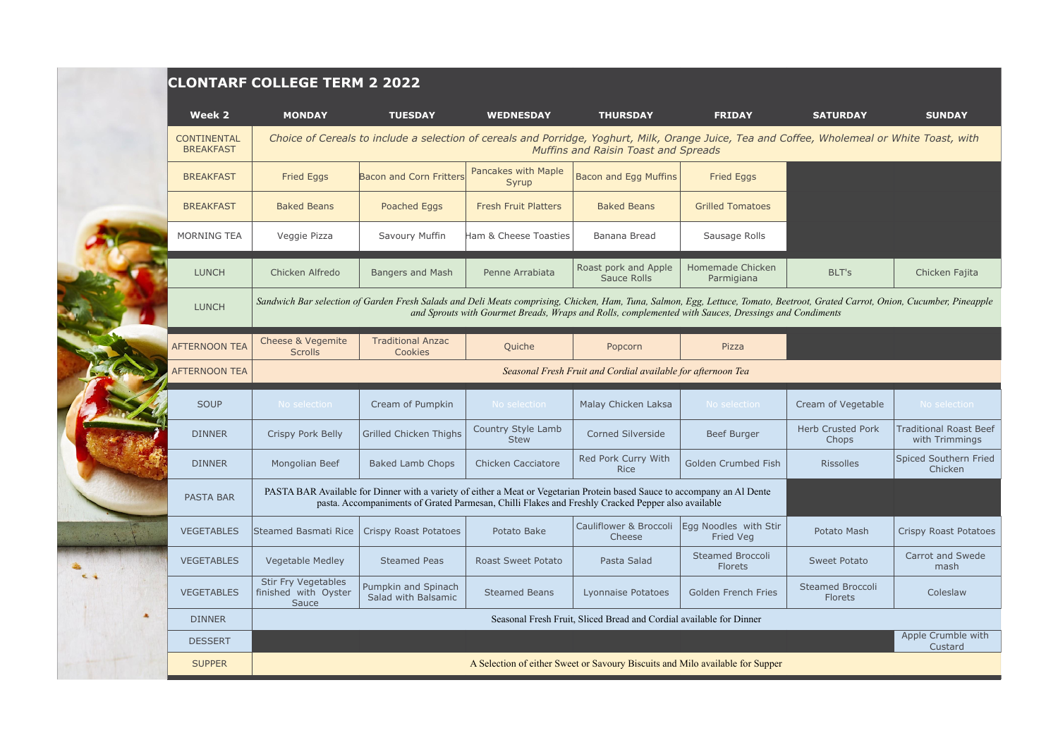# CLONTARF COLLEGE TERM 2 2022

| Week 2 | MONDAY | TUESDAY | WEDNESDAY | THURSDAY | FRIDAY | SATURDAY | SUNDAY |
|---|---|---|---|---|---|---|---|
| CONTINENTAL BREAKFAST | *Choice of Cereals to include a selection of cereals and Porridge, Yoghurt, Milk, Orange Juice, Tea and Coffee, Wholemeal or White Toast, with Muffins and Raisin Toast and Spreads* | | | | | | |
| BREAKFAST | Fried Eggs | Bacon and Corn Fritters | Pancakes with Maple Syrup | Bacon and Egg Muffins | Fried Eggs | | |
| BREAKFAST | Baked Beans | Poached Eggs | Fresh Fruit Platters | Baked Beans | Grilled Tomatoes | | |
| MORNING TEA | Veggie Pizza | Savoury Muffin | Ham & Cheese Toasties | Banana Bread | Sausage Rolls | | |
| LUNCH | Chicken Alfredo | Bangers and Mash | Penne Arrabiata | Roast pork and Apple Sauce Rolls | Homemade Chicken Parmigiana | BLT's | Chicken Fajita |
| LUNCH | *Sandwich Bar selection of Garden Fresh Salads and Deli Meats comprising, Chicken, Ham, Tuna, Salmon, Egg, Lettuce, Tomato, Beetroot, Grated Carrot, Onion, Cucumber, Pineapple and Sprouts with Gourmet Breads, Wraps and Rolls, complemented with Sauces, Dressings and Condiments* | | | | | | |
| AFTERNOON TEA | Cheese & Vegemite Scrolls | Traditional Anzac Cookies | Quiche | Popcorn | Pizza | | |
| AFTERNOON TEA | *Seasonal Fresh Fruit and Cordial available for afternoon Tea* | | | | | | |
| SOUP | No selection | Cream of Pumpkin | No selection | Malay Chicken Laksa | No selection | Cream of Vegetable | No selection |
| DINNER | Crispy Pork Belly | Grilled Chicken Thighs | Country Style Lamb Stew | Corned Silverside | Beef Burger | Herb Crusted Pork Chops | Traditional Roast Beef with Trimmings |
| DINNER | Mongolian Beef | Baked Lamb Chops | Chicken Cacciatore | Red Pork Curry With Rice | Golden Crumbed Fish | Rissolles | Spiced Southern Fried Chicken |
| PASTA BAR | PASTA BAR Available for Dinner with a variety of either a Meat or Vegetarian Protein based Sauce to accompany an Al Dente pasta. Accompaniments of Grated Parmesan, Chilli Flakes and Freshly Cracked Pepper also available | | | | | | |
| VEGETABLES | Steamed Basmati Rice | Crispy Roast Potatoes | Potato Bake | Cauliflower & Broccoli Cheese | Egg Noodles with Stir Fried Veg | Potato Mash | Crispy Roast Potatoes |
| VEGETABLES | Vegetable Medley | Steamed Peas | Roast Sweet Potato | Pasta Salad | Steamed Broccoli Florets | Sweet Potato | Carrot and Swede mash |
| VEGETABLES | Stir Fry Vegetables finished with Oyster Sauce | Pumpkin and Spinach Salad with Balsamic | Steamed Beans | Lyonnaise Potatoes | Golden French Fries | Steamed Broccoli Florets | Coleslaw |
| DINNER | Seasonal Fresh Fruit, Sliced Bread and Cordial available for Dinner | | | | | | |
| DESSERT | | | | | | | Apple Crumble with Custard |
| SUPPER | A Selection of either Sweet or Savoury Biscuits and Milo available for Supper | | | | | | |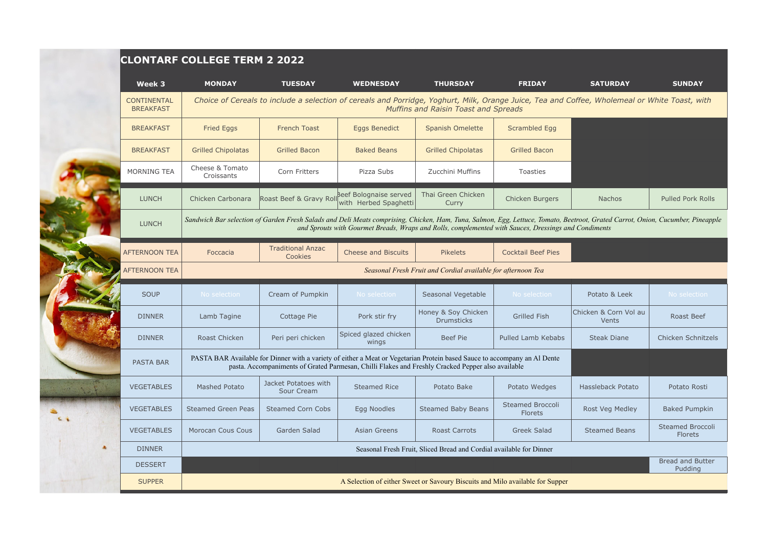## CLONTARF COLLEGE TERM 2 2022

| Week 3 | MONDAY | TUESDAY | WEDNESDAY | THURSDAY | FRIDAY | SATURDAY | SUNDAY |
|---|---|---|---|---|---|---|---|
| CONTINENTAL BREAKFAST | *Choice of Cereals to include a selection of cereals and Porridge, Yoghurt, Milk, Orange Juice, Tea and Coffee, Wholemeal or White Toast, with Muffins and Raisin Toast and Spreads* | | | | | | |
| BREAKFAST | Fried Eggs | French Toast | Eggs Benedict | Spanish Omelette | Scrambled Egg | | |
| BREAKFAST | Grilled Chipolatas | Grilled Bacon | Baked Beans | Grilled Chipolatas | Grilled Bacon | | |
| MORNING TEA | Cheese & Tomato Croissants | Corn Fritters | Pizza Subs | Zucchini Muffins | Toasties | | |
| LUNCH | Chicken Carbonara | Roast Beef & Gravy Roll | Beef Bolognaise served with Herbed Spaghetti | Thai Green Chicken Curry | Chicken Burgers | Nachos | Pulled Pork Rolls |
| LUNCH | *Sandwich Bar selection of Garden Fresh Salads and Deli Meats comprising, Chicken, Ham, Tuna, Salmon, Egg, Lettuce, Tomato, Beetroot, Grated Carrot, Onion, Cucumber, Pineapple and Sprouts with Gourmet Breads, Wraps and Rolls, complemented with Sauces, Dressings and Condiments* | | | | | | |
| AFTERNOON TEA | Foccacia | Traditional Anzac Cookies | Cheese and Biscuits | Pikelets | Cocktail Beef Pies | | |
| AFTERNOON TEA | *Seasonal Fresh Fruit and Cordial available for afternoon Tea* | | | | | | |
| SOUP | No selection | Cream of Pumpkin | No selection | Seasonal Vegetable | No selection | Potato & Leek | No selection |
| DINNER | Lamb Tagine | Cottage Pie | Pork stir fry | Honey & Soy Chicken Drumsticks | Grilled Fish | Chicken & Corn Vol au Vents | Roast Beef |
| DINNER | Roast Chicken | Peri peri chicken | Spiced glazed chicken wings | Beef Pie | Pulled Lamb Kebabs | Steak Diane | Chicken Schnitzels |
| PASTA BAR | PASTA BAR Available for Dinner with a variety of either a Meat or Vegetarian Protein based Sauce to accompany an Al Dente pasta. Accompaniments of Grated Parmesan, Chilli Flakes and Freshly Cracked Pepper also available | | | | | | |
| VEGETABLES | Mashed Potato | Jacket Potatoes with Sour Cream | Steamed Rice | Potato Bake | Potato Wedges | Hassleback Potato | Potato Rosti |
| VEGETABLES | Steamed Green Peas | Steamed Corn Cobs | Egg Noodles | Steamed Baby Beans | Steamed Broccoli Florets | Rost Veg Medley | Baked Pumpkin |
| VEGETABLES | Morocan Cous Cous | Garden Salad | Asian Greens | Roast Carrots | Greek Salad | Steamed Beans | Steamed Broccoli Florets |
| DINNER | Seasonal Fresh Fruit, Sliced Bread and Cordial available for Dinner | | | | | | |
| DESSERT | | | | | | | Bread and Butter Pudding |
| SUPPER | A Selection of either Sweet or Savoury Biscuits and Milo available for Supper | | | | | | |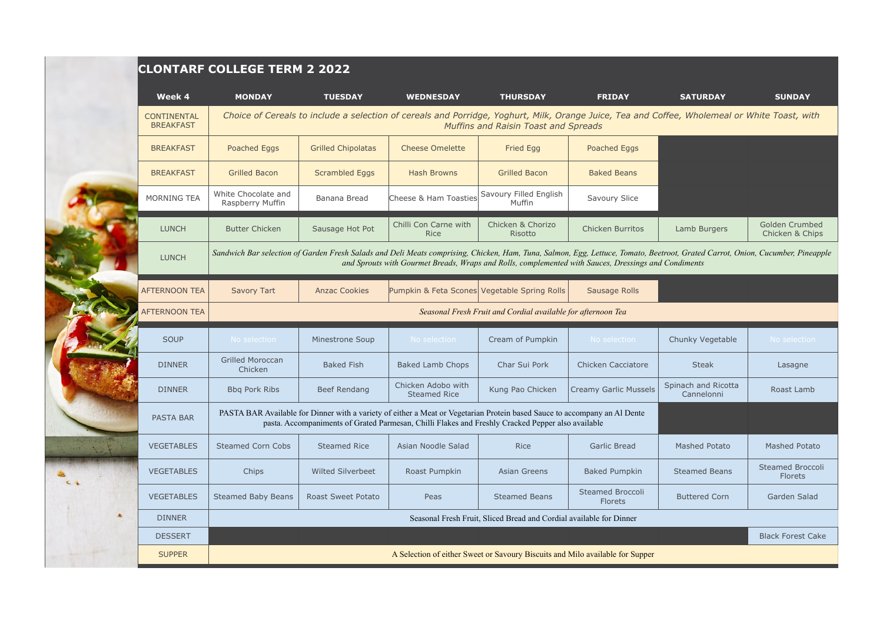# CLONTARF COLLEGE TERM 2 2022

| Week 4 | MONDAY | TUESDAY | WEDNESDAY | THURSDAY | FRIDAY | SATURDAY | SUNDAY |
|---|---|---|---|---|---|---|---|
| CONTINENTAL BREAKFAST | *Choice of Cereals to include a selection of cereals and Porridge, Yoghurt, Milk, Orange Juice, Tea and Coffee, Wholemeal or White Toast, with Muffins and Raisin Toast and Spreads* | | | | | | |
| BREAKFAST | Poached Eggs | Grilled Chipolatas | Cheese Omelette | Fried Egg | Poached Eggs | | |
| BREAKFAST | Grilled Bacon | Scrambled Eggs | Hash Browns | Grilled Bacon | Baked Beans | | |
| MORNING TEA | White Chocolate and Raspberry Muffin | Banana Bread | Cheese & Ham Toasties | Savoury Filled English Muffin | Savoury Slice | | |
| LUNCH | Butter Chicken | Sausage Hot Pot | Chilli Con Carne with Rice | Chicken & Chorizo Risotto | Chicken Burritos | Lamb Burgers | Golden Crumbed Chicken & Chips |
| LUNCH | *Sandwich Bar selection of Garden Fresh Salads and Deli Meats comprising, Chicken, Ham, Tuna, Salmon, Egg, Lettuce, Tomato, Beetroot, Grated Carrot, Onion, Cucumber, Pineapple and Sprouts with Gourmet Breads, Wraps and Rolls, complemented with Sauces, Dressings and Condiments* | | | | | | |
| AFTERNOON TEA | Savory Tart | Anzac Cookies | Pumpkin & Feta Scones | Vegetable Spring Rolls | Sausage Rolls | | |
| AFTERNOON TEA | *Seasonal Fresh Fruit and Cordial available for afternoon Tea* | | | | | | |
| SOUP | No selection | Minestrone Soup | No selection | Cream of Pumpkin | No selection | Chunky Vegetable | No selection |
| DINNER | Grilled Moroccan Chicken | Baked Fish | Baked Lamb Chops | Char Sui Pork | Chicken Cacciatore | Steak | Lasagne |
| DINNER | Bbq Pork Ribs | Beef Rendang | Chicken Adobo with Steamed Rice | Kung Pao Chicken | Creamy Garlic Mussels | Spinach and Ricotta Cannelonni | Roast Lamb |
| PASTA BAR | PASTA BAR Available for Dinner with a variety of either a Meat or Vegetarian Protein based Sauce to accompany an Al Dente pasta. Accompaniments of Grated Parmesan, Chilli Flakes and Freshly Cracked Pepper also available | | | | | | |
| VEGETABLES | Steamed Corn Cobs | Steamed Rice | Asian Noodle Salad | Rice | Garlic Bread | Mashed Potato | Mashed Potato |
| VEGETABLES | Chips | Wilted Silverbeet | Roast Pumpkin | Asian Greens | Baked Pumpkin | Steamed Beans | Steamed Broccoli Florets |
| VEGETABLES | Steamed Baby Beans | Roast Sweet Potato | Peas | Steamed Beans | Steamed Broccoli Florets | Buttered Corn | Garden Salad |
| DINNER | Seasonal Fresh Fruit, Sliced Bread and Cordial available for Dinner | | | | | | |
| DESSERT | | | | | | | Black Forest Cake |
| SUPPER | A Selection of either Sweet or Savoury Biscuits and Milo available for Supper | | | | | | |